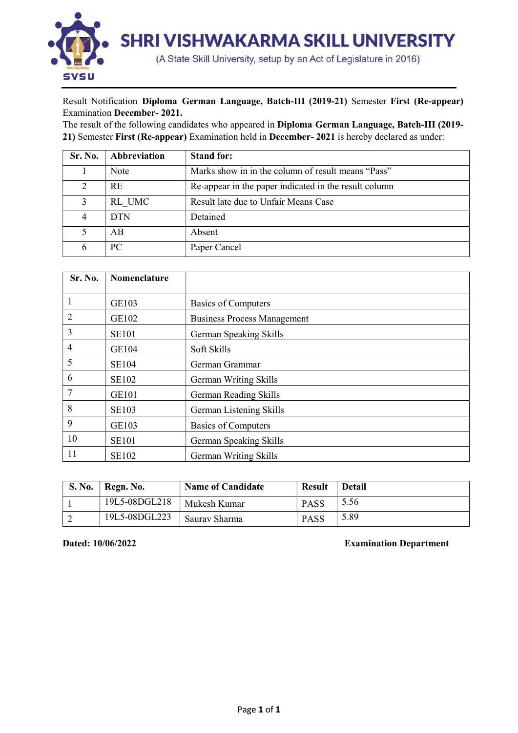# SHRI VISHWAKARMA SKILL UNIVERSITY

(A State Skill University, setup by an Act of Legislature in 2016)

Result Notification **Diploma German Language, Batch-III (2019-21)** Semester **First (Re-appear)** Examination **December- 2021.**

The result of the following candidates who appeared in **Diploma German Language, Batch-III (2019-21)** Semester **First (Re-appear)** Examination held in **December- 2021** is hereby declared as under:

| Sr. No. | Abbreviation | Stand for: |
|---|---|---|
| 1 | Note | Marks show in in the column of result means "Pass" |
| 2 | RE | Re-appear in the paper indicated in the result column |
| 3 | RL_UMC | Result late due to Unfair Means Case |
| 4 | DTN | Detained |
| 5 | AB | Absent |
| 6 | PC | Paper Cancel |

| Sr. No. | Nomenclature | |
|---|---|---|
| 1 | GE103 | Basics of Computers |
| 2 | GE102 | Business Process Management |
| 3 | SE101 | German Speaking Skills |
| 4 | GE104 | Soft Skills |
| 5 | SE104 | German Grammar |
| 6 | SE102 | German Writing Skills |
| 7 | GE101 | German Reading Skills |
| 8 | SE103 | German Listening Skills |
| 9 | GE103 | Basics of Computers |
| 10 | SE101 | German Speaking Skills |
| 11 | SE102 | German Writing Skills |

| S. No. | Regn. No. | Name of Candidate | Result | Detail |
|---|---|---|---|---|
| 1 | 19L5-08DGL218 | Mukesh Kumar | PASS | 5.56 |
| 2 | 19L5-08DGL223 | Saurav Sharma | PASS | 5.89 |

**Dated: 10/06/2022** **Examination Department**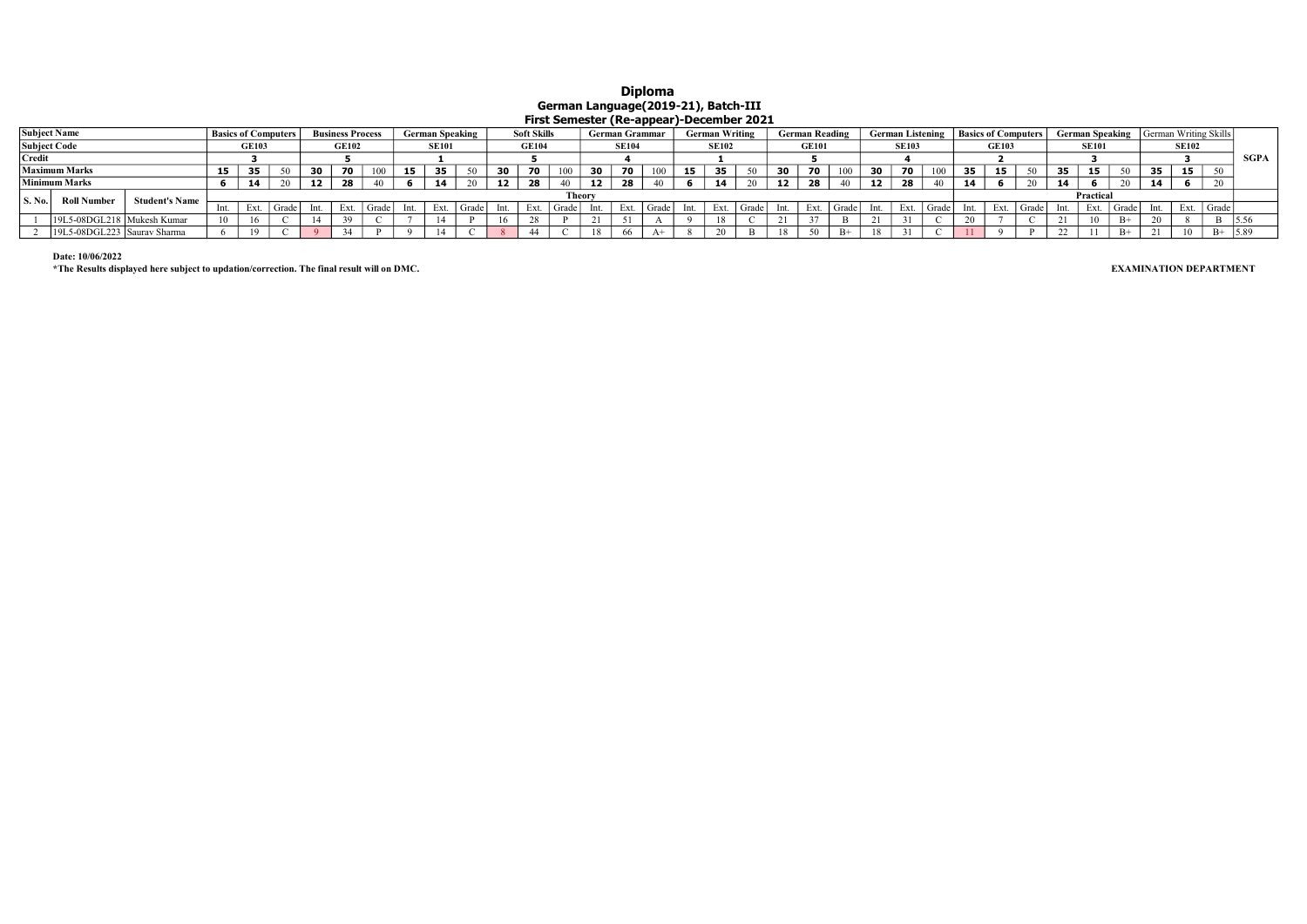# Diploma

## German Language(2019-21), Batch-III

### First Semester (Re-appear)-December 2021

| Subject Name | | | Basics of Computers | | | Business Process | | | German Speaking | | | Soft Skills | | | German Grammar | | | German Writing | | | German Reading | | | German Listening | | | Basics of Computers | | | German Speaking | | | German Writing Skills | | | SGPA |
|---|---|---|---|---|---|---|---|---|---|---|---|---|---|---|---|---|---|---|---|---|---|---|---|---|---|---|---|---|---|---|---|---|---|---|---|---|
| Subject Code | | | GE103 | | | GE102 | | | SE101 | | | GE104 | | | SE104 | | | SE102 | | | GE101 | | | SE103 | | | GE103 | | | SE101 | | | SE102 | | | |
| Credit | | | 3 | | | 5 | | | 1 | | | 5 | | | 4 | | | 1 | | | 5 | | | 4 | | | 2 | | | 3 | | | 3 | | | |
| Maximum Marks | | | 15 | 35 | 50 | 30 | 70 | 100 | 15 | 35 | 50 | 30 | 70 | 100 | 30 | 70 | 100 | 15 | 35 | 50 | 30 | 70 | 100 | 30 | 70 | 100 | 35 | 15 | 50 | 35 | 15 | 50 | 35 | 15 | 50 | |
| Minimum Marks | | | 6 | 14 | 20 | 12 | 28 | 40 | 6 | 14 | 20 | 12 | 28 | 40 | 12 | 28 | 40 | 6 | 14 | 20 | 12 | 28 | 40 | 12 | 28 | 40 | 14 | 6 | 20 | 14 | 6 | 20 | 14 | 6 | 20 | |
| S. No. | Roll Number | Student's Name | Theory | | | | | | | | | | | | | | | | | | | | | | | | Practical | | | | | | | | | |
| | | | Int. | Ext. | Grade | Int. | Ext. | Grade | Int. | Ext. | Grade | Int. | Ext. | Grade | Int. | Ext. | Grade | Int. | Ext. | Grade | Int. | Ext. | Grade | Int. | Ext. | Grade | Int. | Ext. | Grade | Int. | Ext. | Grade | Int. | Ext. | Grade | |
| 1 | 19L5-08DGL218 | Mukesh Kumar | 10 | 16 | C | 14 | 39 | C | 7 | 14 | P | 16 | 28 | P | 21 | 51 | A | 9 | 18 | C | 21 | 37 | B | 21 | 31 | C | 20 | 7 | C | 21 | 10 | B+ | 20 | 8 | B | 5.56 |
| 2 | 19L5-08DGL223 | Saurav Sharma | 6 | 19 | C | 9 | 34 | P | 9 | 14 | C | 8 | 44 | C | 18 | 66 | A+ | 8 | 20 | B | 18 | 50 | B+ | 18 | 31 | C | 11 | 9 | P | 22 | 11 | B+ | 21 | 10 | B+ | 5.89 |

**Date: 10/06/2022**

***The Results displayed here subject to updation/correction. The final result will on DMC.**

**EXAMINATION DEPARTMENT**